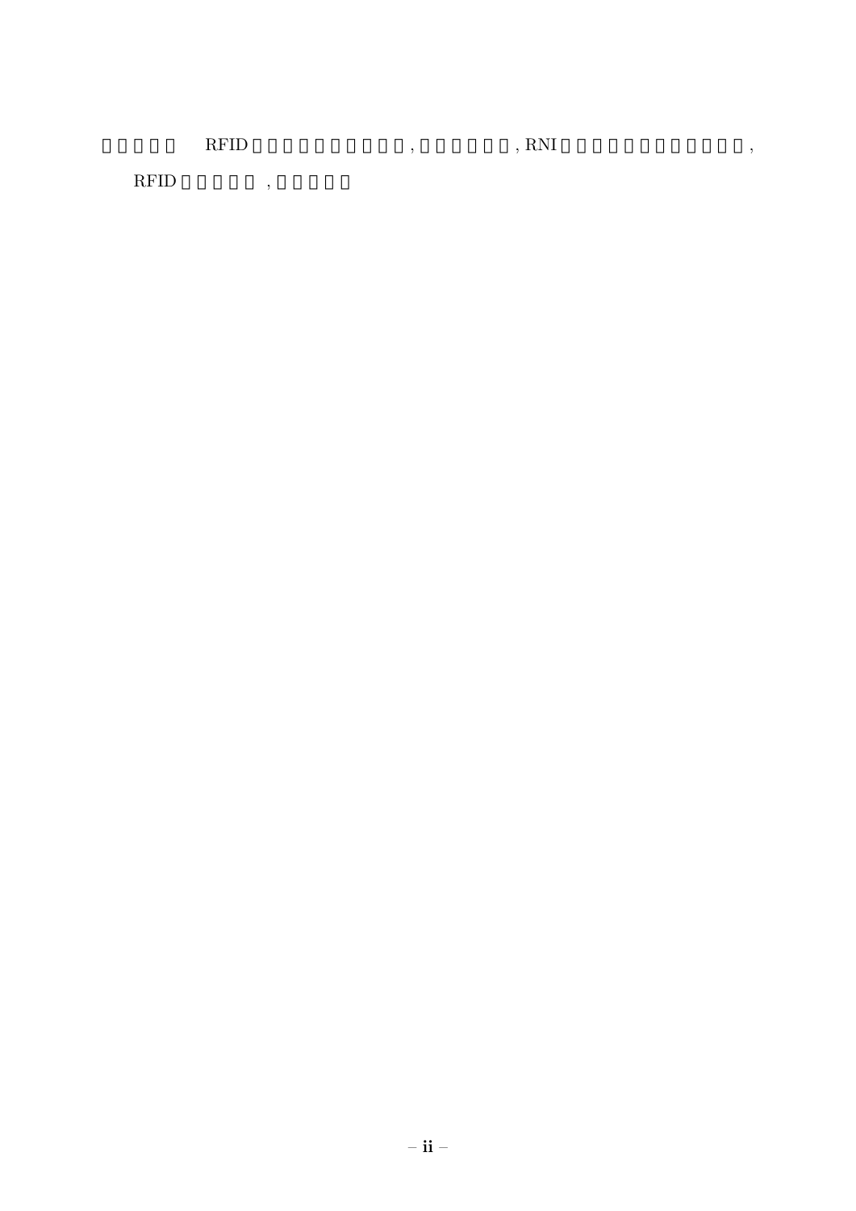□□□□□ RFID □□□□□□□□□□□, □□□□□□, RNI □□□□□□□□□□□□□,

RFID □□□□□ , □□□□□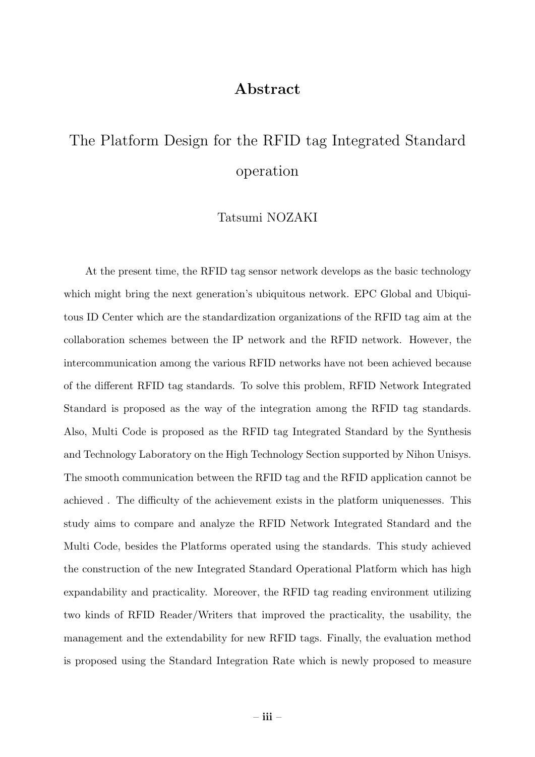# Abstract

## The Platform Design for the RFID tag Integrated Standard operation

Tatsumi NOZAKI

At the present time, the RFID tag sensor network develops as the basic technology which might bring the next generation's ubiquitous network. EPC Global and Ubiquitous ID Center which are the standardization organizations of the RFID tag aim at the collaboration schemes between the IP network and the RFID network. However, the intercommunication among the various RFID networks have not been achieved because of the different RFID tag standards. To solve this problem, RFID Network Integrated Standard is proposed as the way of the integration among the RFID tag standards. Also, Multi Code is proposed as the RFID tag Integrated Standard by the Synthesis and Technology Laboratory on the High Technology Section supported by Nihon Unisys. The smooth communication between the RFID tag and the RFID application cannot be achieved . The difficulty of the achievement exists in the platform uniquenesses. This study aims to compare and analyze the RFID Network Integrated Standard and the Multi Code, besides the Platforms operated using the standards. This study achieved the construction of the new Integrated Standard Operational Platform which has high expandability and practicality. Moreover, the RFID tag reading environment utilizing two kinds of RFID Reader/Writers that improved the practicality, the usability, the management and the extendability for new RFID tags. Finally, the evaluation method is proposed using the Standard Integration Rate which is newly proposed to measure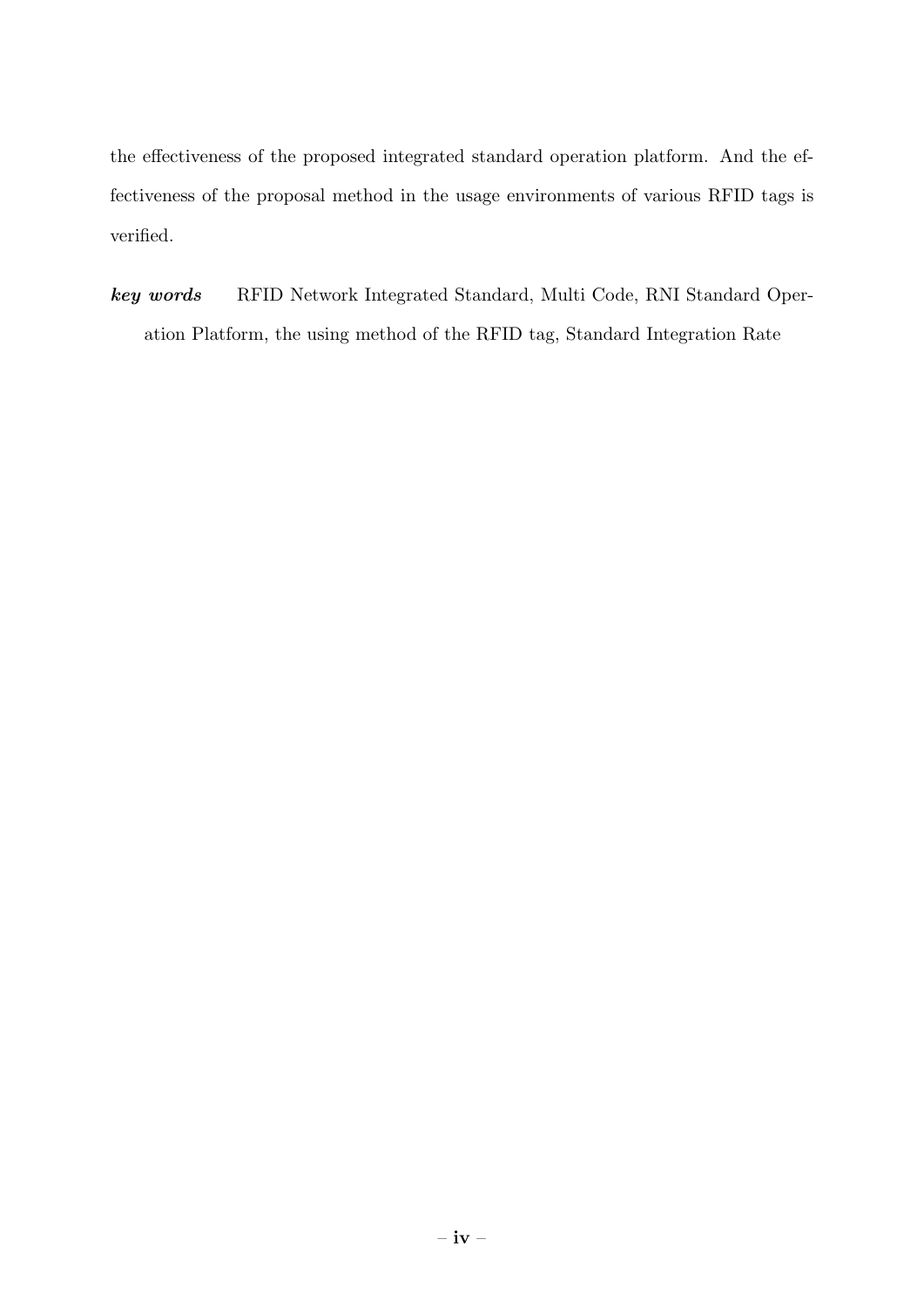the effectiveness of the proposed integrated standard operation platform. And the effectiveness of the proposal method in the usage environments of various RFID tags is verified.

***key words*** RFID Network Integrated Standard, Multi Code, RNI Standard Operation Platform, the using method of the RFID tag, Standard Integration Rate